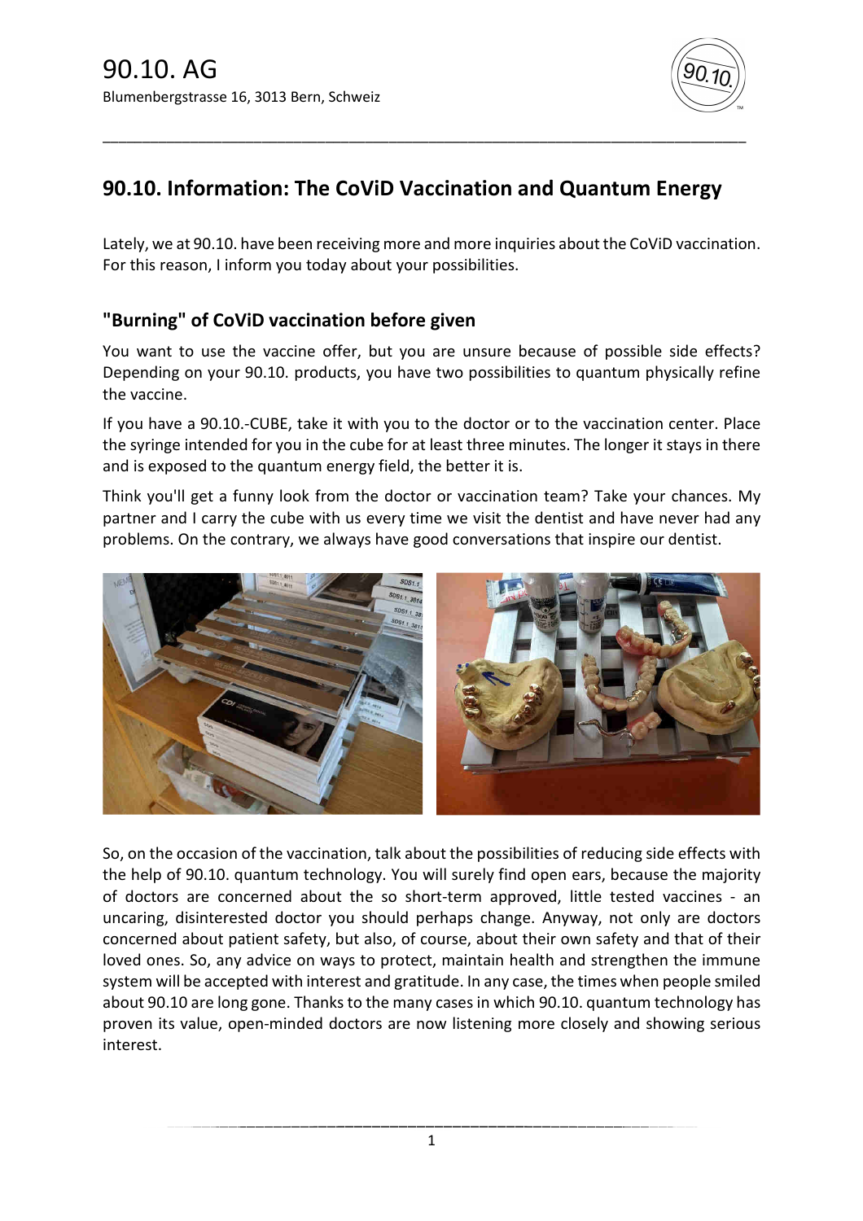# 90.10. AG

Blumenbergstrasse 16, 3013 Bern, Schweiz

## 90.10. Information: The CoViD Vaccination and Quantum Energy

Lately, we at 90.10. have been receiving more and more inquiries about the CoViD vaccination. For this reason, I inform you today about your possibilities.

### "Burning" of CoViD vaccination before given

You want to use the vaccine offer, but you are unsure because of possible side effects? Depending on your 90.10. products, you have two possibilities to quantum physically refine the vaccine.

If you have a 90.10.-CUBE, take it with you to the doctor or to the vaccination center. Place the syringe intended for you in the cube for at least three minutes. The longer it stays in there and is exposed to the quantum energy field, the better it is.

Think you'll get a funny look from the doctor or vaccination team? Take your chances. My partner and I carry the cube with us every time we visit the dentist and have never had any problems. On the contrary, we always have good conversations that inspire our dentist.

So, on the occasion of the vaccination, talk about the possibilities of reducing side effects with the help of 90.10. quantum technology. You will surely find open ears, because the majority of doctors are concerned about the so short-term approved, little tested vaccines - an uncaring, disinterested doctor you should perhaps change. Anyway, not only are doctors concerned about patient safety, but also, of course, about their own safety and that of their loved ones. So, any advice on ways to protect, maintain health and strengthen the immune system will be accepted with interest and gratitude. In any case, the times when people smiled about 90.10 are long gone. Thanks to the many cases in which 90.10. quantum technology has proven its value, open-minded doctors are now listening more closely and showing serious interest.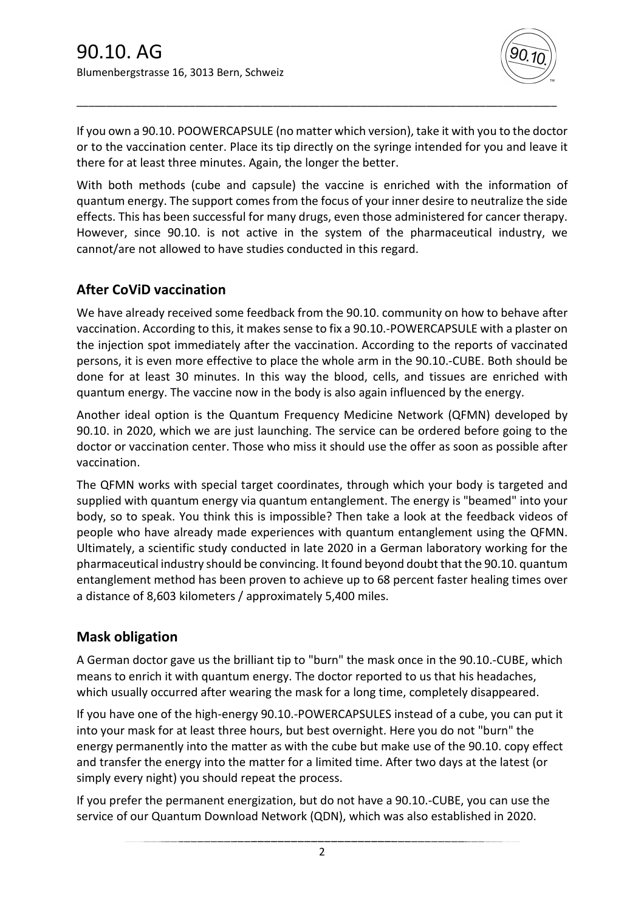If you own a 90.10. POOWERCAPSULE (no matter which version), take it with you to the doctor or to the vaccination center. Place its tip directly on the syringe intended for you and leave it there for at least three minutes. Again, the longer the better.

With both methods (cube and capsule) the vaccine is enriched with the information of quantum energy. The support comes from the focus of your inner desire to neutralize the side effects. This has been successful for many drugs, even those administered for cancer therapy. However, since 90.10. is not active in the system of the pharmaceutical industry, we cannot/are not allowed to have studies conducted in this regard.

## After CoViD vaccination

We have already received some feedback from the 90.10. community on how to behave after vaccination. According to this, it makes sense to fix a 90.10.-POWERCAPSULE with a plaster on the injection spot immediately after the vaccination. According to the reports of vaccinated persons, it is even more effective to place the whole arm in the 90.10.-CUBE. Both should be done for at least 30 minutes. In this way the blood, cells, and tissues are enriched with quantum energy. The vaccine now in the body is also again influenced by the energy.

Another ideal option is the Quantum Frequency Medicine Network (QFMN) developed by 90.10. in 2020, which we are just launching. The service can be ordered before going to the doctor or vaccination center. Those who miss it should use the offer as soon as possible after vaccination.

The QFMN works with special target coordinates, through which your body is targeted and supplied with quantum energy via quantum entanglement. The energy is "beamed" into your body, so to speak. You think this is impossible? Then take a look at the feedback videos of people who have already made experiences with quantum entanglement using the QFMN. Ultimately, a scientific study conducted in late 2020 in a German laboratory working for the pharmaceutical industry should be convincing. It found beyond doubt that the 90.10. quantum entanglement method has been proven to achieve up to 68 percent faster healing times over a distance of 8,603 kilometers / approximately 5,400 miles.

## Mask obligation

A German doctor gave us the brilliant tip to "burn" the mask once in the 90.10.-CUBE, which means to enrich it with quantum energy. The doctor reported to us that his headaches, which usually occurred after wearing the mask for a long time, completely disappeared.

If you have one of the high-energy 90.10.-POWERCAPSULES instead of a cube, you can put it into your mask for at least three hours, but best overnight. Here you do not "burn" the energy permanently into the matter as with the cube but make use of the 90.10. copy effect and transfer the energy into the matter for a limited time. After two days at the latest (or simply every night) you should repeat the process.

If you prefer the permanent energization, but do not have a 90.10.-CUBE, you can use the service of our Quantum Download Network (QDN), which was also established in 2020.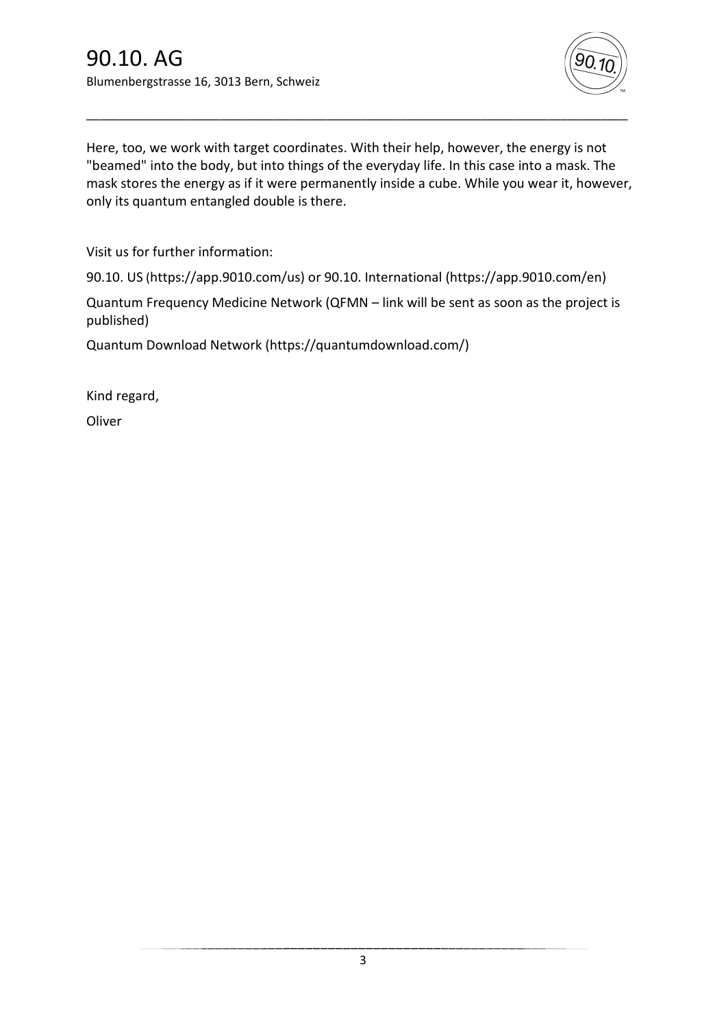Here, too, we work with target coordinates. With their help, however, the energy is not "beamed" into the body, but into things of the everyday life. In this case into a mask. The mask stores the energy as if it were permanently inside a cube. While you wear it, however, only its quantum entangled double is there.

Visit us for further information:

90.10. US (https://app.9010.com/us) or 90.10. International (https://app.9010.com/en)

Quantum Frequency Medicine Network (QFMN – link will be sent as soon as the project is published)

Quantum Download Network (https://quantumdownload.com/)

Kind regard,

Oliver